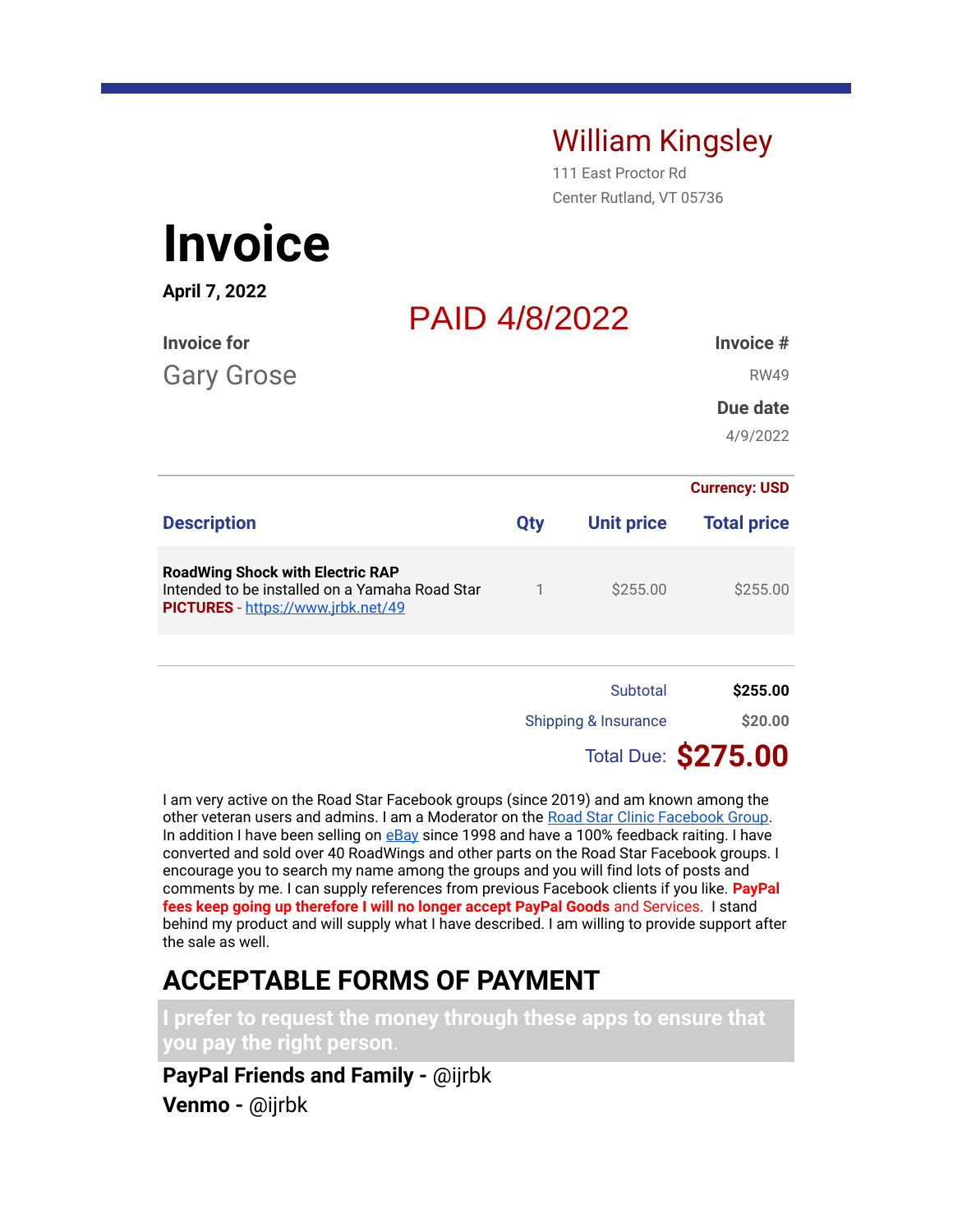## William Kingsley

111 East Proctor Rd
Center Rutland, VT 05736

# Invoice

**April 7, 2022**

PAID 4/8/2022

**Invoice for**

Gary Grose

**Invoice #**

RW49

**Due date**

4/9/2022

**Currency: USD**

| Description | Qty | Unit price | Total price |
|---|---|---|---|
| **RoadWing Shock with Electric RAP**<br>Intended to be installed on a Yamaha Road Star<br>**PICTURES** - https://www.jrbk.net/49 | 1 | $255.00 | $255.00 |

| | |
|---|---|
| Subtotal | **$255.00** |
| Shipping & Insurance | **$20.00** |
| Total Due: | **$275.00** |

I am very active on the Road Star Facebook groups (since 2019) and am known among the other veteran users and admins. I am a Moderator on the Road Star Clinic Facebook Group. In addition I have been selling on eBay since 1998 and have a 100% feedback raiting. I have converted and sold over 40 RoadWings and other parts on the Road Star Facebook groups. I encourage you to search my name among the groups and you will find lots of posts and comments by me. I can supply references from previous Facebook clients if you like. **PayPal fees keep going up therefore I will no longer accept PayPal Goods** and Services. I stand behind my product and will supply what I have described. I am willing to provide support after the sale as well.

## ACCEPTABLE FORMS OF PAYMENT

**I prefer to request the money through these apps to ensure that you pay the right person.**

**PayPal Friends and Family -** @ijrbk

**Venmo -** @ijrbk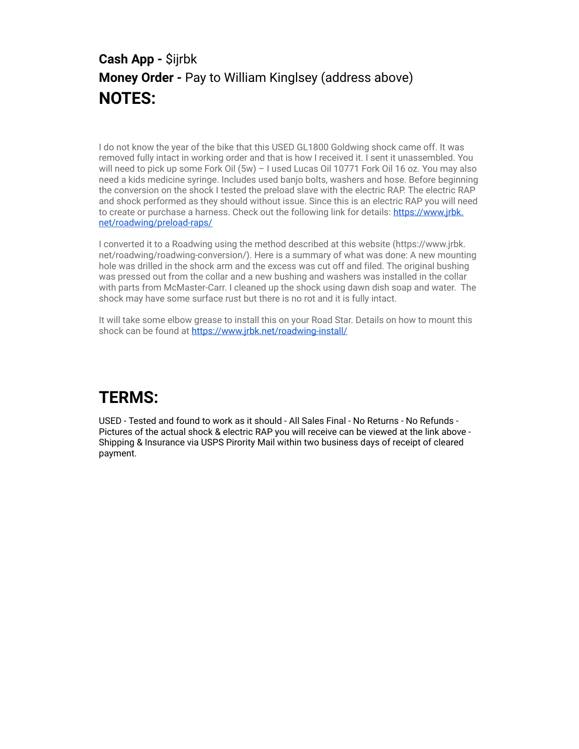**Cash App -** $ijrbk

**Money Order -** Pay to William Kinglsey (address above)

# NOTES:

I do not know the year of the bike that this USED GL1800 Goldwing shock came off. It was removed fully intact in working order and that is how I received it. I sent it unassembled. You will need to pick up some Fork Oil (5w) – I used Lucas Oil 10771 Fork Oil 16 oz. You may also need a kids medicine syringe. Includes used banjo bolts, washers and hose. Before beginning the conversion on the shock I tested the preload slave with the electric RAP. The electric RAP and shock performed as they should without issue. Since this is an electric RAP you will need to create or purchase a harness. Check out the following link for details: [https://www.jrbk.net/roadwing/preload-raps/](https://www.jrbk.net/roadwing/preload-raps/)

I converted it to a Roadwing using the method described at this website (https://www.jrbk.net/roadwing/roadwing-conversion/). Here is a summary of what was done: A new mounting hole was drilled in the shock arm and the excess was cut off and filed. The original bushing was pressed out from the collar and a new bushing and washers was installed in the collar with parts from McMaster-Carr. I cleaned up the shock using dawn dish soap and water. The shock may have some surface rust but there is no rot and it is fully intact.

It will take some elbow grease to install this on your Road Star. Details on how to mount this shock can be found at [https://www.jrbk.net/roadwing-install/](https://www.jrbk.net/roadwing-install/)

# TERMS:

USED - Tested and found to work as it should - All Sales Final - No Returns - No Refunds - Pictures of the actual shock & electric RAP you will receive can be viewed at the link above - Shipping & Insurance via USPS Pirority Mail within two business days of receipt of cleared payment.